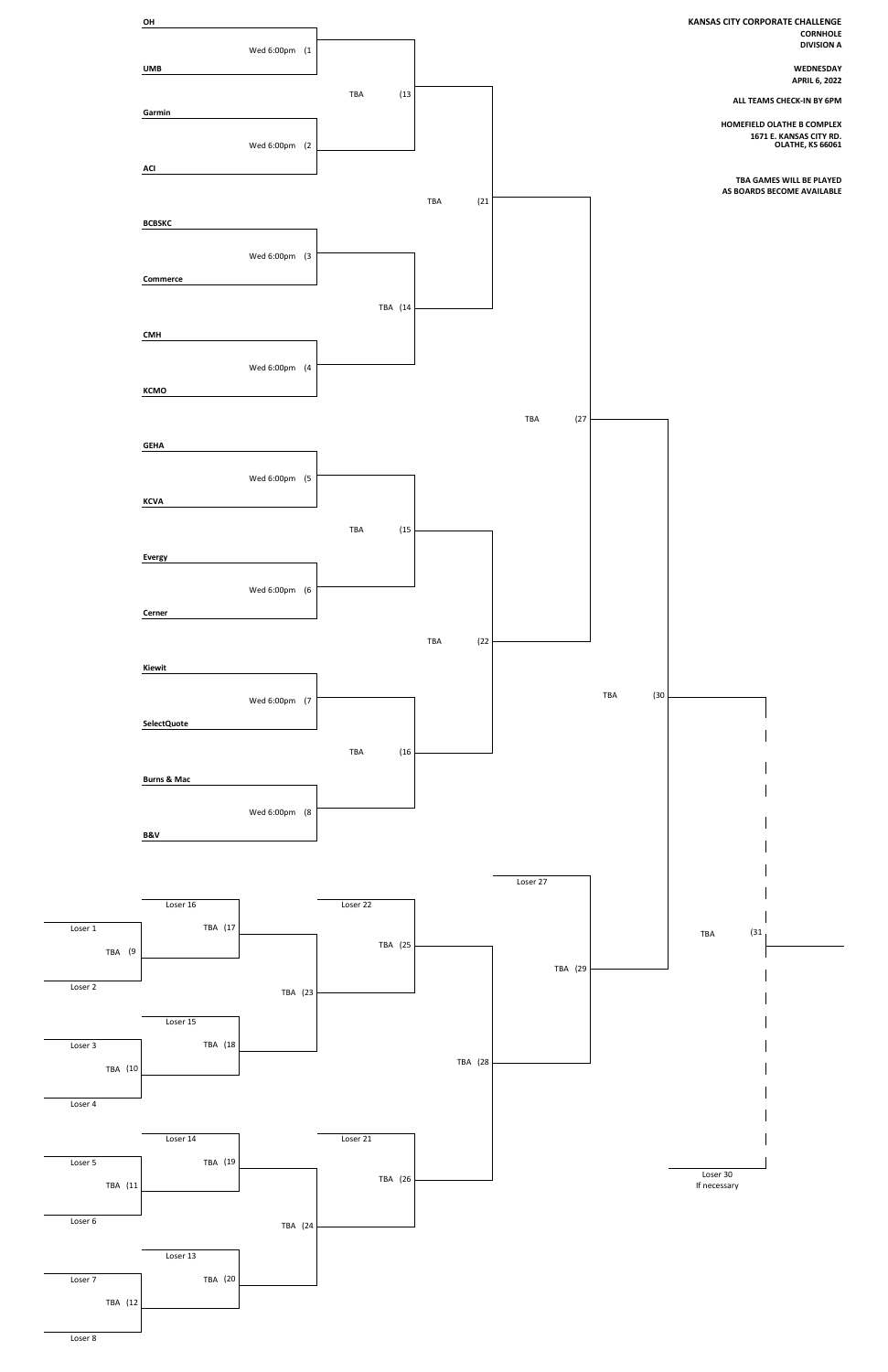**KANSAS CITY CORPORATE CHALLENGE**
**CORNHOLE**
**DIVISION A**

**WEDNESDAY**
**APRIL 6, 2022**

**ALL TEAMS CHECK-IN BY 6PM**

**HOMEFIELD OLATHE B COMPLEX**
**1671 E. KANSAS CITY RD.**
**OLATHE, KS 66061**

**TBA GAMES WILL BE PLAYED AS BOARDS BECOME AVAILABLE**

## Winners Bracket

| Game | Time | Teams |
| --- | --- | --- |
| (1 | Wed 6:00pm | OH vs. UMB |
| (2 | Wed 6:00pm | Garmin vs. ACI |
| (3 | Wed 6:00pm | BCBSKC vs. Commerce |
| (4 | Wed 6:00pm | CMH vs. KCMO |
| (5 | Wed 6:00pm | GEHA vs. KCVA |
| (6 | Wed 6:00pm | Evergy vs. Cerner |
| (7 | Wed 6:00pm | Kiewit vs. SelectQuote |
| (8 | Wed 6:00pm | Burns & Mac vs. B&V |
| (13 | TBA | Winner 1 vs. Winner 2 |
| (14 | TBA | Winner 3 vs. Winner 4 |
| (15 | TBA | Winner 5 vs. Winner 6 |
| (16 | TBA | Winner 7 vs. Winner 8 |
| (21 | TBA | Winner 13 vs. Winner 14 |
| (22 | TBA | Winner 15 vs. Winner 16 |
| (27 | TBA | Winner 21 vs. Winner 22 |
| (30 | TBA | Winner 27 vs. Winner 29 |
| (31 | TBA | Winner 30 vs. Loser 30 (If necessary) |

## Losers Bracket

| Game | Time | Teams |
| --- | --- | --- |
| (9 | TBA | Loser 1 vs. Loser 2 |
| (10 | TBA | Loser 3 vs. Loser 4 |
| (11 | TBA | Loser 5 vs. Loser 6 |
| (12 | TBA | Loser 7 vs. Loser 8 |
| (17 | TBA | Loser 16 vs. Winner 9 |
| (18 | TBA | Loser 15 vs. Winner 10 |
| (19 | TBA | Loser 14 vs. Winner 11 |
| (20 | TBA | Loser 13 vs. Winner 12 |
| (23 | TBA | Winner 17 vs. Winner 18 |
| (24 | TBA | Winner 19 vs. Winner 20 |
| (25 | TBA | Loser 22 vs. Winner 23 |
| (26 | TBA | Loser 21 vs. Winner 24 |
| (28 | TBA | Winner 25 vs. Winner 26 |
| (29 | TBA | Loser 27 vs. Winner 28 |

Loser 30
If necessary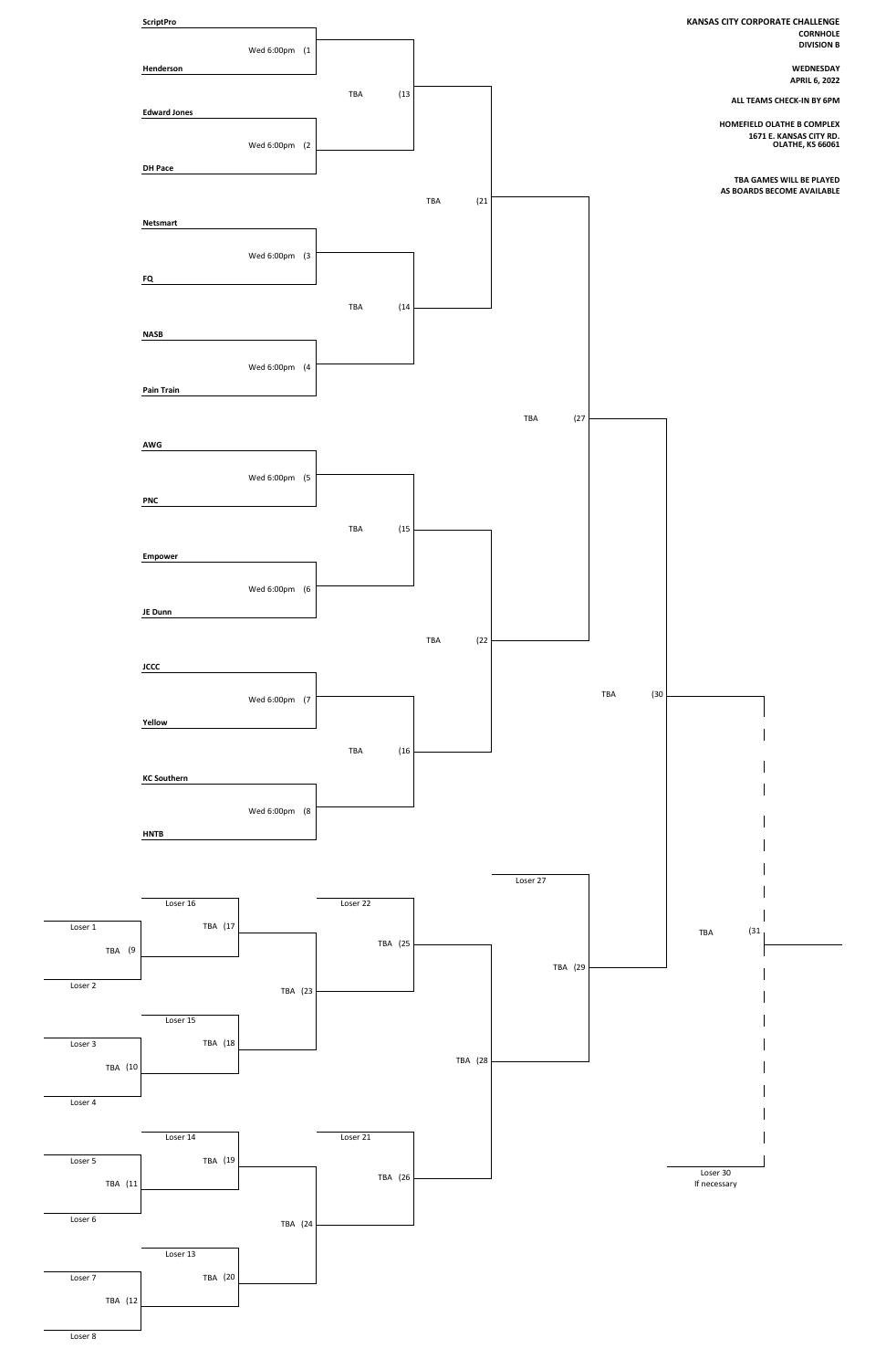**KANSAS CITY CORPORATE CHALLENGE**
**CORNHOLE**
**DIVISION B**

**WEDNESDAY**
**APRIL 6, 2022**

**ALL TEAMS CHECK-IN BY 6PM**

**HOMEFIELD OLATHE B COMPLEX**
**1671 E. KANSAS CITY RD.**
**OLATHE, KS 66061**

**TBA GAMES WILL BE PLAYED AS BOARDS BECOME AVAILABLE**

**ScriptPro**
Wed 6:00pm (1
**Henderson**

TBA (13

**Edward Jones**
Wed 6:00pm (2
**DH Pace**

TBA (21

**Netsmart**
Wed 6:00pm (3
**FQ**

TBA (14

**NASB**
Wed 6:00pm (4
**Pain Train**

TBA (27

**AWG**
Wed 6:00pm (5
**PNC**

TBA (15

**Empower**
Wed 6:00pm (6
**JE Dunn**

TBA (22

**JCCC**
Wed 6:00pm (7
**Yellow**

TBA (16

**KC Southern**
Wed 6:00pm (8
**HNTB**

TBA (30

Loser 27

Loser 16
Loser 22

Loser 1
TBA (17
TBA (9
Loser 2
TBA (25

TBA (31

TBA (29
TBA (23

Loser 15

Loser 3
TBA (18
TBA (10
Loser 4

TBA (28

Loser 14
Loser 21

Loser 5
TBA (19
TBA (11
Loser 6
TBA (26

Loser 30
If necessary

TBA (24

Loser 13

Loser 7
TBA (20
TBA (12
Loser 8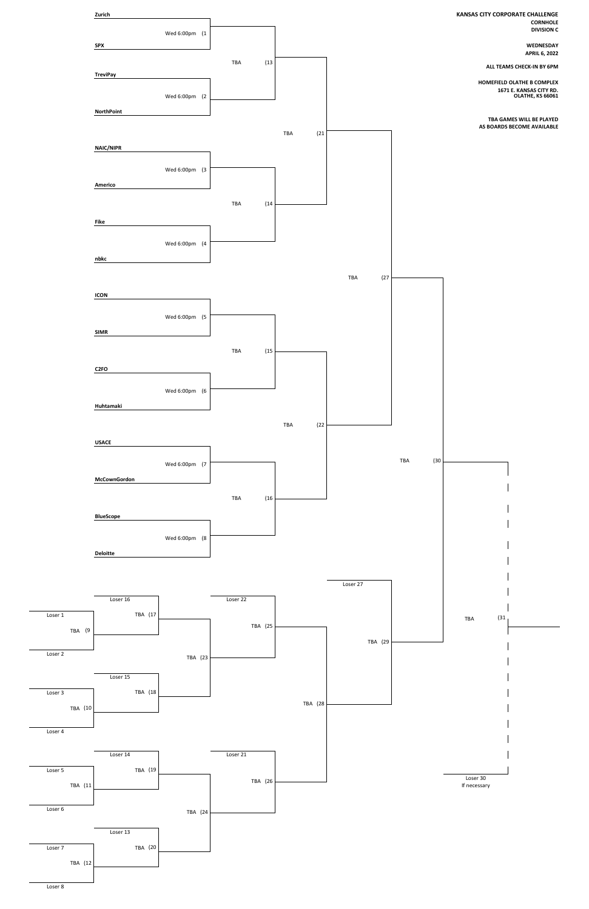**KANSAS CITY CORPORATE CHALLENGE**
**CORNHOLE**
**DIVISION C**

**WEDNESDAY**
**APRIL 6, 2022**

**ALL TEAMS CHECK-IN BY 6PM**

**HOMEFIELD OLATHE B COMPLEX**
**1671 E. KANSAS CITY RD.**
**OLATHE, KS 66061**

**TBA GAMES WILL BE PLAYED AS BOARDS BECOME AVAILABLE**

## Winners Bracket

| Game | Time | Matchup |
|---|---|---|
| (1 | Wed 6:00pm | **Zurich** vs **SPX** |
| (2 | Wed 6:00pm | **TreviPay** vs **NorthPoint** |
| (3 | Wed 6:00pm | **NAIC/NIPR** vs **Americo** |
| (4 | Wed 6:00pm | **Fike** vs **nbkc** |
| (5 | Wed 6:00pm | **ICON** vs **SIMR** |
| (6 | Wed 6:00pm | **C2FO** vs **Huhtamaki** |
| (7 | Wed 6:00pm | **USACE** vs **McCownGordon** |
| (8 | Wed 6:00pm | **BlueScope** vs **Deloitte** |
| (13 | TBA | Winner 1 vs Winner 2 |
| (14 | TBA | Winner 3 vs Winner 4 |
| (15 | TBA | Winner 5 vs Winner 6 |
| (16 | TBA | Winner 7 vs Winner 8 |
| (21 | TBA | Winner 13 vs Winner 14 |
| (22 | TBA | Winner 15 vs Winner 16 |
| (27 | TBA | Winner 21 vs Winner 22 |
| (30 | TBA | Winner 27 vs Winner 29 |
| (31 | TBA | Winner 30 vs Loser 30 (If necessary) |

## Losers Bracket

| Game | Time | Matchup |
|---|---|---|
| (9 | TBA | Loser 1 vs Loser 2 |
| (10 | TBA | Loser 3 vs Loser 4 |
| (11 | TBA | Loser 5 vs Loser 6 |
| (12 | TBA | Loser 7 vs Loser 8 |
| (17 | TBA | Loser 16 vs Winner 9 |
| (18 | TBA | Loser 15 vs Winner 10 |
| (19 | TBA | Loser 14 vs Winner 11 |
| (20 | TBA | Loser 13 vs Winner 12 |
| (23 | TBA | Winner 17 vs Winner 18 |
| (24 | TBA | Winner 19 vs Winner 20 |
| (25 | TBA | Loser 22 vs Winner 23 |
| (26 | TBA | Loser 21 vs Winner 24 |
| (28 | TBA | Winner 25 vs Winner 26 |
| (29 | TBA | Loser 27 vs Winner 28 |

Loser 30
If necessary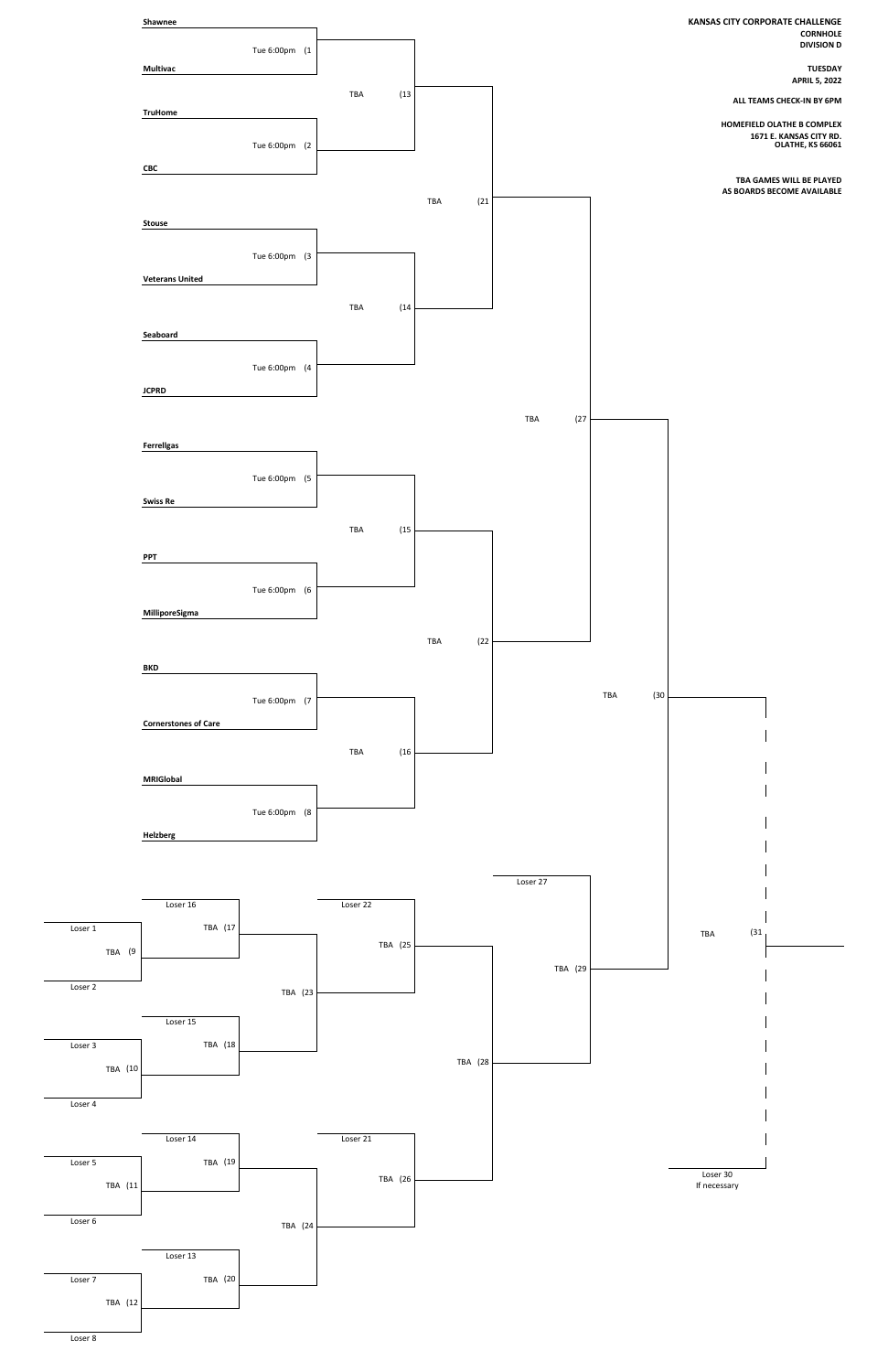**KANSAS CITY CORPORATE CHALLENGE**
**CORNHOLE**
**DIVISION D**

**TUESDAY**
**APRIL 5, 2022**

**ALL TEAMS CHECK-IN BY 6PM**

**HOMEFIELD OLATHE B COMPLEX**
**1671 E. KANSAS CITY RD.**
**OLATHE, KS 66061**

**TBA GAMES WILL BE PLAYED AS BOARDS BECOME AVAILABLE**

## Winners Bracket

| Game | Time | Team 1 | Team 2 |
| --- | --- | --- | --- |
| (1 | Tue 6:00pm | Shawnee | Multivac |
| (2 | Tue 6:00pm | TruHome | CBC |
| (3 | Tue 6:00pm | Stouse | Veterans United |
| (4 | Tue 6:00pm | Seaboard | JCPRD |
| (5 | Tue 6:00pm | Ferrellgas | Swiss Re |
| (6 | Tue 6:00pm | PPT | MilliporeSigma |
| (7 | Tue 6:00pm | BKD | Cornerstones of Care |
| (8 | Tue 6:00pm | MRIGlobal | Helzberg |
| (13 | TBA | Winner 1 | Winner 2 |
| (14 | TBA | Winner 3 | Winner 4 |
| (15 | TBA | Winner 5 | Winner 6 |
| (16 | TBA | Winner 7 | Winner 8 |
| (21 | TBA | Winner 13 | Winner 14 |
| (22 | TBA | Winner 15 | Winner 16 |
| (27 | TBA | Winner 21 | Winner 22 |
| (30 | TBA | Winner 27 | Winner 29 |
| (31 | TBA | Winner 30 | Loser 30 (If necessary) |

## Losers Bracket

| Game | Time | Team 1 | Team 2 |
| --- | --- | --- | --- |
| (9 | TBA | Loser 1 | Loser 2 |
| (10 | TBA | Loser 3 | Loser 4 |
| (11 | TBA | Loser 5 | Loser 6 |
| (12 | TBA | Loser 7 | Loser 8 |
| (17 | TBA | Loser 16 | Winner 9 |
| (18 | TBA | Loser 15 | Winner 10 |
| (19 | TBA | Loser 14 | Winner 11 |
| (20 | TBA | Loser 13 | Winner 12 |
| (23 | TBA | Winner 17 | Winner 18 |
| (24 | TBA | Winner 19 | Winner 20 |
| (25 | TBA | Loser 22 | Winner 23 |
| (26 | TBA | Loser 21 | Winner 24 |
| (28 | TBA | Winner 25 | Winner 26 |
| (29 | TBA | Loser 27 | Winner 28 |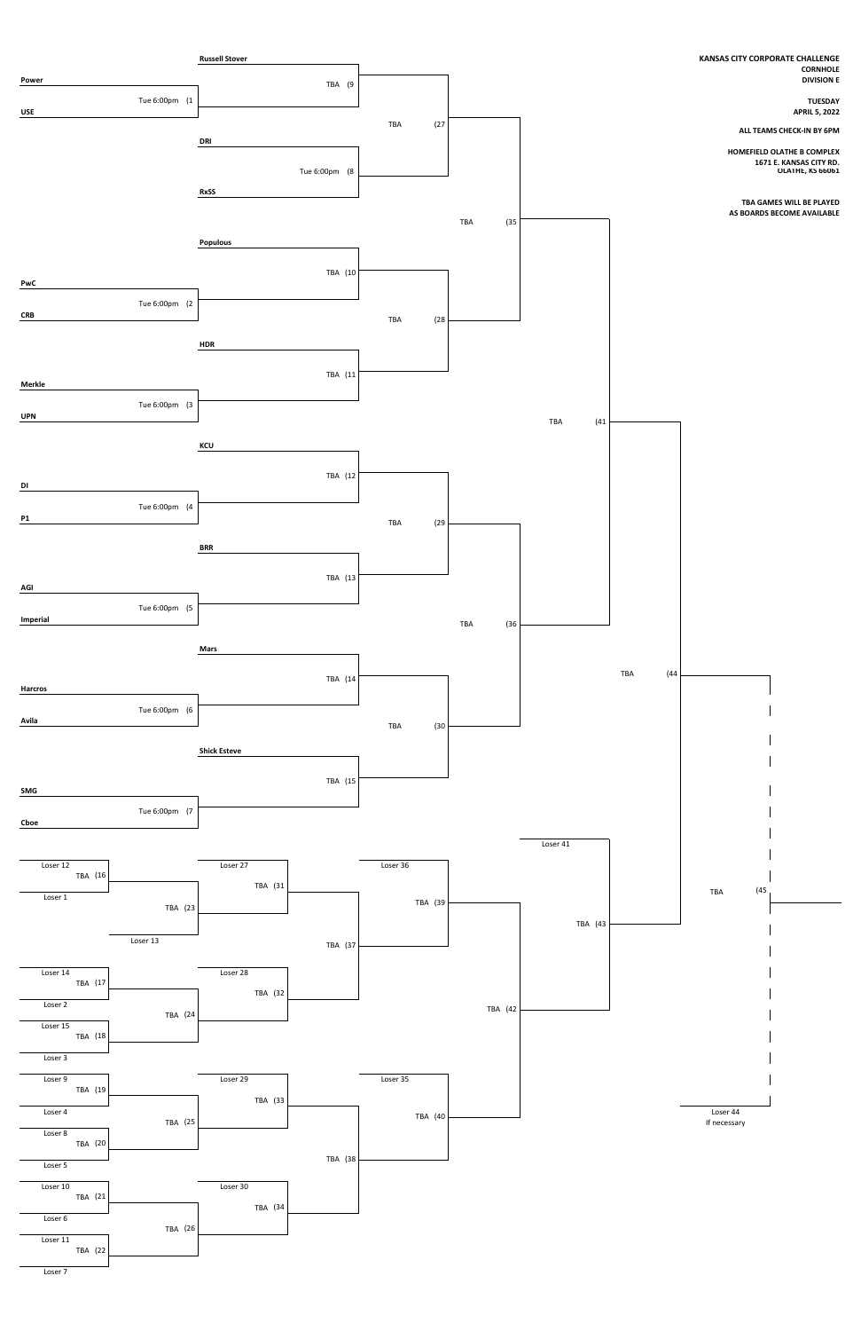**KANSAS CITY CORPORATE CHALLENGE**
**CORNHOLE**
**DIVISION E**

**TUESDAY**
**APRIL 5, 2022**

**ALL TEAMS CHECK-IN BY 6PM**

**HOMEFIELD OLATHE B COMPLEX**
**1671 E. KANSAS CITY RD.**
**OLATHE, KS 66061**

**TBA GAMES WILL BE PLAYED AS BOARDS BECOME AVAILABLE**

## Winners Bracket

| Game | Time | Team 1 | Team 2 |
|---|---|---|---|
| (1 | Tue 6:00pm | Power | USE |
| (2 | Tue 6:00pm | PwC | CRB |
| (3 | Tue 6:00pm | Merkle | UPN |
| (4 | Tue 6:00pm | DI | P1 |
| (5 | Tue 6:00pm | AGI | Imperial |
| (6 | Tue 6:00pm | Harcros | Avila |
| (7 | Tue 6:00pm | SMG | Cboe |
| (8 | Tue 6:00pm | DRI | RxSS |
| (9 | TBA | Russell Stover | Winner 1 |
| (10 | TBA | Populous | Winner 2 |
| (11 | TBA | HDR | Winner 3 |
| (12 | TBA | KCU | Winner 4 |
| (13 | TBA | BRR | Winner 5 |
| (14 | TBA | Mars | Winner 6 |
| (15 | TBA | Shick Esteve | Winner 7 |
| (27 | TBA | Winner 9 | Winner 8 |
| (28 | TBA | Winner 10 | Winner 11 |
| (29 | TBA | Winner 12 | Winner 13 |
| (30 | TBA | Winner 14 | Winner 15 |
| (35 | TBA | Winner 27 | Winner 28 |
| (36 | TBA | Winner 29 | Winner 30 |
| (41 | TBA | Winner 35 | Winner 36 |
| (44 | TBA | Winner 41 | Winner 43 |
| (45 | TBA | Winner 44 | Loser 44 (If necessary) |

## Consolation Bracket

| Game | Time | Team 1 | Team 2 |
|---|---|---|---|
| (16 | TBA | Loser 12 | Loser 1 |
| (17 | TBA | Loser 14 | Loser 2 |
| (18 | TBA | Loser 15 | Loser 3 |
| (19 | TBA | Loser 9 | Loser 4 |
| (20 | TBA | Loser 8 | Loser 5 |
| (21 | TBA | Loser 10 | Loser 6 |
| (22 | TBA | Loser 11 | Loser 7 |
| (23 | TBA | Winner 16 | Loser 13 |
| (24 | TBA | Winner 17 | Winner 18 |
| (25 | TBA | Winner 19 | Winner 20 |
| (26 | TBA | Winner 21 | Winner 22 |
| (31 | TBA | Loser 27 | Winner 23 |
| (32 | TBA | Loser 28 | Winner 24 |
| (33 | TBA | Loser 29 | Winner 25 |
| (34 | TBA | Loser 30 | Winner 26 |
| (37 | TBA | Winner 31 | Winner 32 |
| (38 | TBA | Winner 33 | Winner 34 |
| (39 | TBA | Loser 36 | Winner 37 |
| (40 | TBA | Loser 35 | Winner 38 |
| (42 | TBA | Winner 39 | Winner 40 |
| (43 | TBA | Loser 41 | Winner 42 |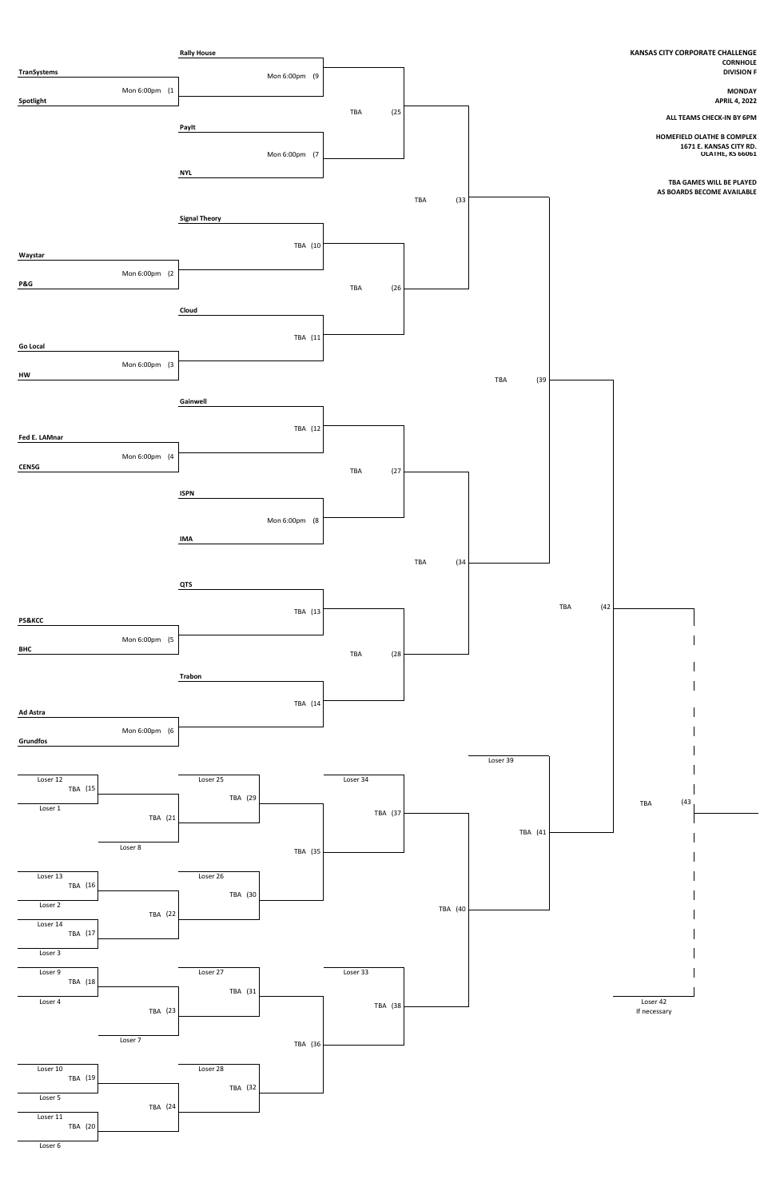**KANSAS CITY CORPORATE CHALLENGE**
**CORNHOLE**
**DIVISION F**

**MONDAY**
**APRIL 4, 2022**

**ALL TEAMS CHECK-IN BY 6PM**

**HOMEFIELD OLATHE B COMPLEX**
**1671 E. KANSAS CITY RD.**
**OLATHE, KS 66061**

**TBA GAMES WILL BE PLAYED AS BOARDS BECOME AVAILABLE**

## Winners Bracket

| Game | Time | Team 1 | Team 2 |
| --- | --- | --- | --- |
| (1 | Mon 6:00pm | TransSystems | Spotlight |
| (2 | Mon 6:00pm | Waystar | P&G |
| (3 | Mon 6:00pm | Go Local | HW |
| (4 | Mon 6:00pm | Fed E. LAMnar | CENSG |
| (5 | Mon 6:00pm | PS&KCC | BHC |
| (6 | Mon 6:00pm | Ad Astra | Grundfos |
| (7 | Mon 6:00pm | PayIt | NYL |
| (8 | Mon 6:00pm | ISPN | IMA |
| (9 | Mon 6:00pm | Rally House | Winner 1 |
| (10 | TBA | Signal Theory | Winner 2 |
| (11 | TBA | Cloud | Winner 3 |
| (12 | TBA | Gainwell | Winner 4 |
| (13 | TBA | QTS | Winner 5 |
| (14 | TBA | Trabon | Winner 6 |
| (25 | TBA | Winner 9 | Winner 7 |
| (26 | TBA | Winner 10 | Winner 11 |
| (27 | TBA | Winner 12 | Winner 8 |
| (28 | TBA | Winner 13 | Winner 14 |
| (33 | TBA | Winner 25 | Winner 26 |
| (34 | TBA | Winner 27 | Winner 28 |
| (39 | TBA | Winner 33 | Winner 34 |
| (42 | TBA | Winner 39 | Winner 41 |
| (43 | TBA | Winner 42 | Loser 42 (If necessary) |

## Losers Bracket

| Game | Time | Team 1 | Team 2 |
| --- | --- | --- | --- |
| (15 | TBA | Loser 12 | Loser 1 |
| (16 | TBA | Loser 13 | Loser 2 |
| (17 | TBA | Loser 14 | Loser 3 |
| (18 | TBA | Loser 9 | Loser 4 |
| (19 | TBA | Loser 10 | Loser 5 |
| (20 | TBA | Loser 11 | Loser 6 |
| (21 | TBA | Winner 15 | Loser 8 |
| (22 | TBA | Winner 16 | Winner 17 |
| (23 | TBA | Winner 18 | Loser 7 |
| (24 | TBA | Winner 19 | Winner 20 |
| (29 | TBA | Loser 25 | Winner 21 |
| (30 | TBA | Loser 26 | Winner 22 |
| (31 | TBA | Loser 27 | Winner 23 |
| (32 | TBA | Loser 28 | Winner 24 |
| (35 | TBA | Winner 29 | Winner 30 |
| (36 | TBA | Winner 31 | Winner 32 |
| (37 | TBA | Loser 34 | Winner 35 |
| (38 | TBA | Loser 33 | Winner 36 |
| (40 | TBA | Winner 37 | Winner 38 |
| (41 | TBA | Loser 39 | Winner 40 |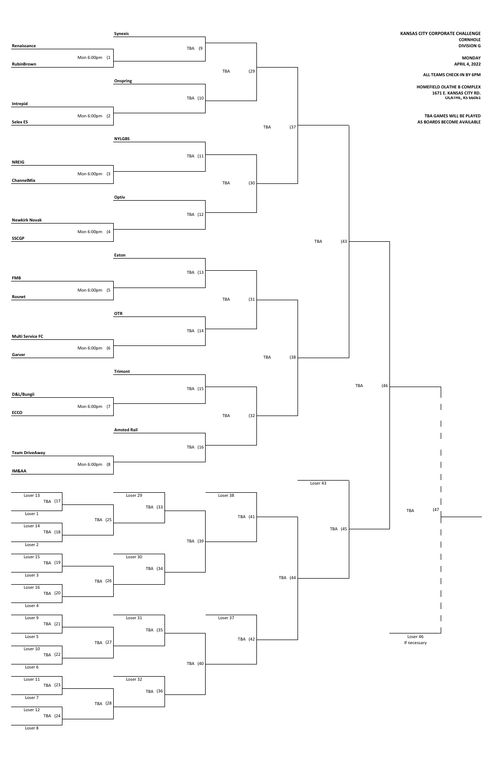**KANSAS CITY CORPORATE CHALLENGE**
**CORNHOLE**
**DIVISION G**

**MONDAY**
**APRIL 4, 2022**

**ALL TEAMS CHECK-IN BY 6PM**

**HOMEFIELD OLATHE B COMPLEX**
**1671 E. KANSAS CITY RD.**
**OLATHE, KS 66061**

**TBA GAMES WILL BE PLAYED AS BOARDS BECOME AVAILABLE**

Synexis

Renaissance

Mon 6:00pm (1

RubinBrown

TBA (9

Onspring

TBA (29

TBA (10

Intrepid

Mon 6:00pm (2

Selex ES

TBA (37

NYLGBS

TBA (11

NREIG

Mon 6:00pm (3

ChannelMix

TBA (30

Optiv

TBA (12

Newkirk Novak

Mon 6:00pm (4

SSCGP

TBA (43

Eaton

TBA (13

FMB

Mon 6:00pm (5

Rosnet

TBA (31

OTR

TBA (14

Multi Service FC

Mon 6:00pm (6

Garver

TBA (38

Trimont

TBA (15

TBA (46

D&L/Bungii

Mon 6:00pm (7

ECCO

TBA (32

Amsted Rail

TBA (16

Team DriveAway

Mon 6:00pm (8

IM&AA

Loser 43

Loser 13

TBA (17

Loser 29

Loser 38

TBA (33

TBA (47

Loser 1

TBA (25

TBA (41

Loser 14

TBA (45

TBA (18

Loser 2

TBA (39

Loser 15

Loser 30

TBA (19

TBA (34

Loser 3

TBA (26

TBA (44

Loser 16

TBA (20

Loser 4

Loser 9

Loser 31

Loser 37

TBA (21

TBA (35

Loser 5

TBA (27

TBA (42

Loser 46
If necessary

Loser 10

TBA (22

Loser 6

TBA (40

Loser 11

Loser 32

TBA (23

TBA (36

Loser 7

TBA (28

Loser 12

TBA (24

Loser 8